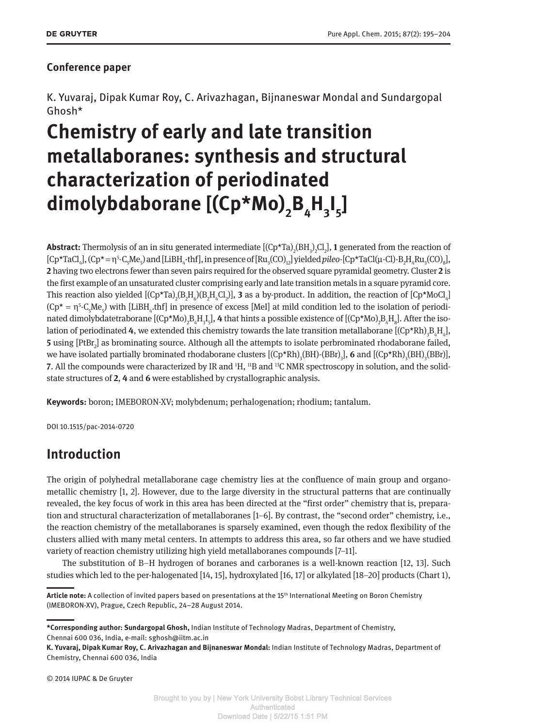## Conference paper

K. Yuvaraj, Dipak Kumar Roy, C. Arivazhagan, Bijnaneswar Mondal and Sundargopal Ghosh*

# Chemistry of early and late transition metallaboranes: synthesis and structural characterization of periodinated dimolybdaborane [(Cp*Mo)$_2$B$_4$H$_3$I$_5$]

**Abstract:** Thermolysis of an in situ generated intermediate [(Cp*Ta)$_2$(BH$_3$)$_2$Cl$_2$], **1** generated from the reaction of [Cp*TaCl$_4$], (Cp* = η$^5$-C$_5$Me$_5$) and [LiBH$_4$·thf], in presence of [Ru$_3$(CO)$_{12}$] yielded *pileo*-[Cp*TaCl(μ-Cl)-B$_2$H$_4$Ru$_3$(CO)$_8$], **2** having two electrons fewer than seven pairs required for the observed square pyramidal geometry. Cluster **2** is the first example of an unsaturated cluster comprising early and late transition metals in a square pyramid core. This reaction also yielded [(Cp*Ta)$_2$(B$_2$H$_6$)(B$_2$H$_4$Cl$_2$)], **3** as a by-product. In addition, the reaction of [Cp*MoCl$_4$] (Cp* = η$^5$-C$_5$Me$_5$) with [LiBH$_4$.thf] in presence of excess [MeI] at mild condition led to the isolation of periodinated dimolybdatetraborane [(Cp*Mo)$_2$B$_4$H$_3$I$_5$], **4** that hints a possible existence of [(Cp*Mo)$_2$B$_4$H$_8$]. After the isolation of periodinated **4**, we extended this chemistry towards the late transition metallaborane [(Cp*Rh)$_3$B$_4$H$_4$], **5** using [PtBr$_2$] as brominating source. Although all the attempts to isolate perbrominated rhodaborane failed, we have isolated partially brominated rhodaborane clusters [(Cp*Rh)$_3$(BH)-(BBr)$_3$], **6** and [(Cp*Rh)$_3$(BH)$_3$(BBr)], **7**. All the compounds were characterized by IR and $^1$H, $^{11}$B and $^{13}$C NMR spectroscopy in solution, and the solid-state structures of **2**, **4** and **6** were established by crystallographic analysis.

**Keywords:** boron; IMEBORON-XV; molybdenum; perhalogenation; rhodium; tantalum.

DOI 10.1515/pac-2014-0720

## Introduction

The origin of polyhedral metallaborane cage chemistry lies at the confluence of main group and organometallic chemistry [1, 2]. However, due to the large diversity in the structural patterns that are continually revealed, the key focus of work in this area has been directed at the "first order" chemistry that is, preparation and structural characterization of metallaboranes [1–6]. By contrast, the "second order" chemistry, i.e., the reaction chemistry of the metallaboranes is sparsely examined, even though the redox flexibility of the clusters allied with many metal centers. In attempts to address this area, so far others and we have studied variety of reaction chemistry utilizing high yield metallaboranes compounds [7–11].

The substitution of B–H hydrogen of boranes and carboranes is a well-known reaction [12, 13]. Such studies which led to the per-halogenated [14, 15], hydroxylated [16, 17] or alkylated [18–20] products (Chart 1),

---

**Article note:** A collection of invited papers based on presentations at the 15th International Meeting on Boron Chemistry (IMEBORON-XV), Prague, Czech Republic, 24–28 August 2014.

***Corresponding author: Sundargopal Ghosh,** Indian Institute of Technology Madras, Department of Chemistry, Chennai 600 036, India, e-mail: sghosh@iitm.ac.in

**K. Yuvaraj, Dipak Kumar Roy, C. Arivazhagan and Bijnaneswar Mondal:** Indian Institute of Technology Madras, Department of Chemistry, Chennai 600 036, India

© 2014 IUPAC & De Gruyter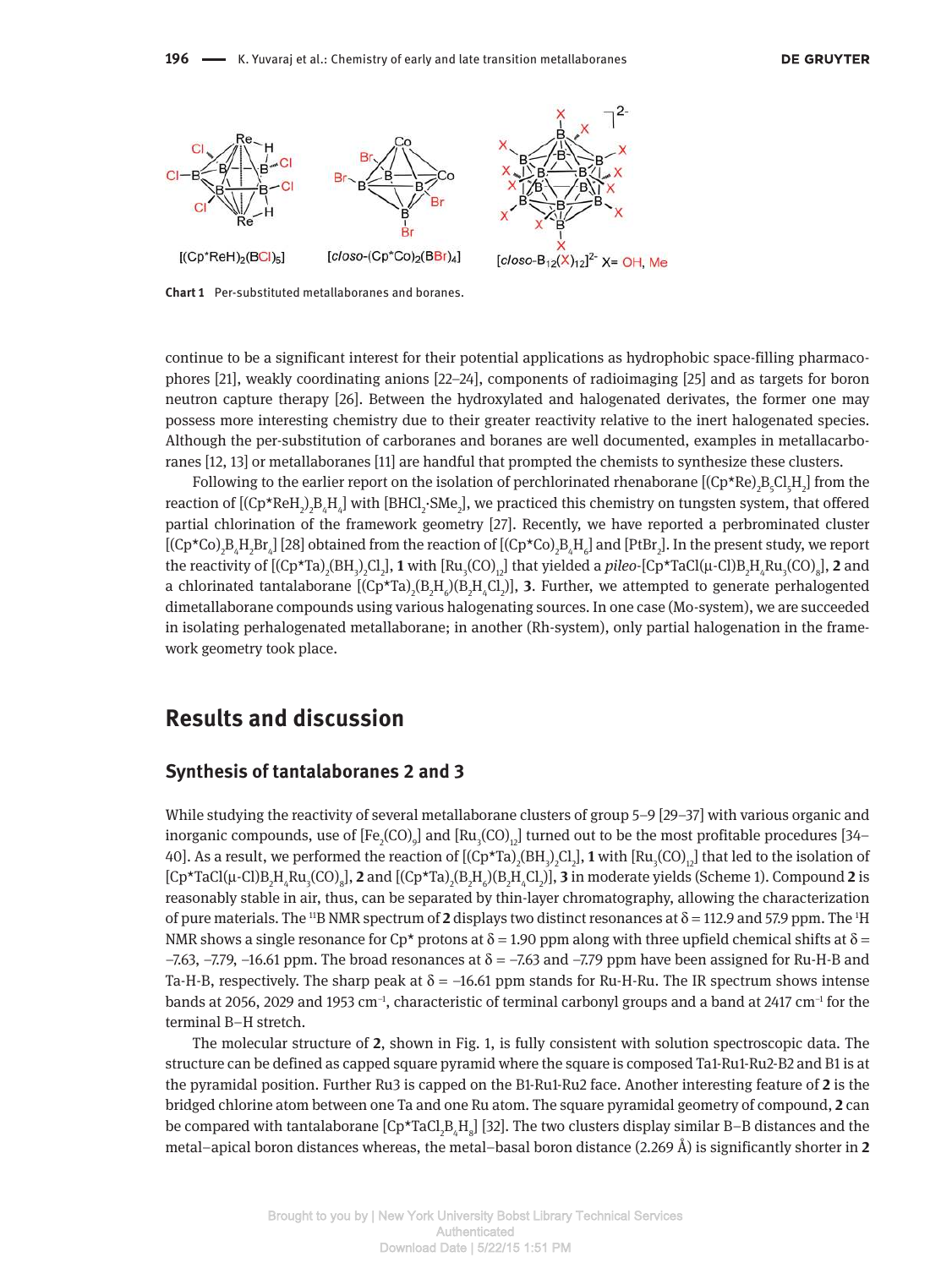Chart 1 Per-substituted metallaboranes and boranes.

continue to be a significant interest for their potential applications as hydrophobic space-filling pharmacophores [21], weakly coordinating anions [22–24], components of radioimaging [25] and as targets for boron neutron capture therapy [26]. Between the hydroxylated and halogenated derivates, the former one may possess more interesting chemistry due to their greater reactivity relative to the inert halogenated species. Although the per-substitution of carboranes and boranes are well documented, examples in metallacarboranes [12, 13] or metallaboranes [11] are handful that prompted the chemists to synthesize these clusters.

Following to the earlier report on the isolation of perchlorinated rhenaborane $[(Cp^*Re)_2B_5Cl_5H_2]$ from the reaction of $[(Cp^*ReH_2)_2B_4H_4]$ with $[BHCl_2{\cdot}SMe_2]$, we practiced this chemistry on tungsten system, that offered partial chlorination of the framework geometry [27]. Recently, we have reported a perbrominated cluster $[(Cp^*Co)_2B_4H_2Br_4]$ [28] obtained from the reaction of $[(Cp^*Co)_2B_4H_6]$ and $[PtBr_2]$. In the present study, we report the reactivity of $[(Cp^*Ta)_2(BH_3)_2Cl_2]$, **1** with $[Ru_3(CO)_{12}]$ that yielded a *pileo*-$[Cp^*TaCl(\mu\text{-}Cl)B_2H_4Ru_3(CO)_8]$, **2** and a chlorinated tantalaborane $[(Cp^*Ta)_2(B_2H_6)(B_2H_4Cl_2)]$, **3**. Further, we attempted to generate perhalogented dimetallaborane compounds using various halogenating sources. In one case (Mo-system), we are succeeded in isolating perhalogenated metallaborane; in another (Rh-system), only partial halogenation in the framework geometry took place.

## Results and discussion

### Synthesis of tantalaboranes 2 and 3

While studying the reactivity of several metallaborane clusters of group 5–9 [29–37] with various organic and inorganic compounds, use of $[Fe_2(CO)_9]$ and $[Ru_3(CO)_{12}]$ turned out to be the most profitable procedures [34–40]. As a result, we performed the reaction of $[(Cp^*Ta)_2(BH_3)_2Cl_2]$, **1** with $[Ru_3(CO)_{12}]$ that led to the isolation of $[Cp^*TaCl(\mu\text{-}Cl)B_2H_4Ru_3(CO)_8]$, **2** and $[(Cp^*Ta)_2(B_2H_6)(B_2H_4Cl_2)]$, **3** in moderate yields (Scheme 1). Compound **2** is reasonably stable in air, thus, can be separated by thin-layer chromatography, allowing the characterization of pure materials. The $^{11}B$ NMR spectrum of **2** displays two distinct resonances at $\delta = 112.9$ and 57.9 ppm. The $^{1}H$ NMR shows a single resonance for Cp* protons at $\delta = 1.90$ ppm along with three upfield chemical shifts at $\delta = -7.63$, $-7.79$, $-16.61$ ppm. The broad resonances at $\delta = -7.63$ and $-7.79$ ppm have been assigned for Ru-H-B and Ta-H-B, respectively. The sharp peak at $\delta = -16.61$ ppm stands for Ru-H-Ru. The IR spectrum shows intense bands at 2056, 2029 and 1953 $cm^{-1}$, characteristic of terminal carbonyl groups and a band at 2417 $cm^{-1}$ for the terminal B–H stretch.

The molecular structure of **2**, shown in Fig. 1, is fully consistent with solution spectroscopic data. The structure can be defined as capped square pyramid where the square is composed Ta1-Ru1-Ru2-B2 and B1 is at the pyramidal position. Further Ru3 is capped on the B1-Ru1-Ru2 face. Another interesting feature of **2** is the bridged chlorine atom between one Ta and one Ru atom. The square pyramidal geometry of compound, **2** can be compared with tantalaborane $[Cp^*TaCl_2B_4H_8]$ [32]. The two clusters display similar B–B distances and the metal–apical boron distances whereas, the metal–basal boron distance (2.269 Å) is significantly shorter in **2**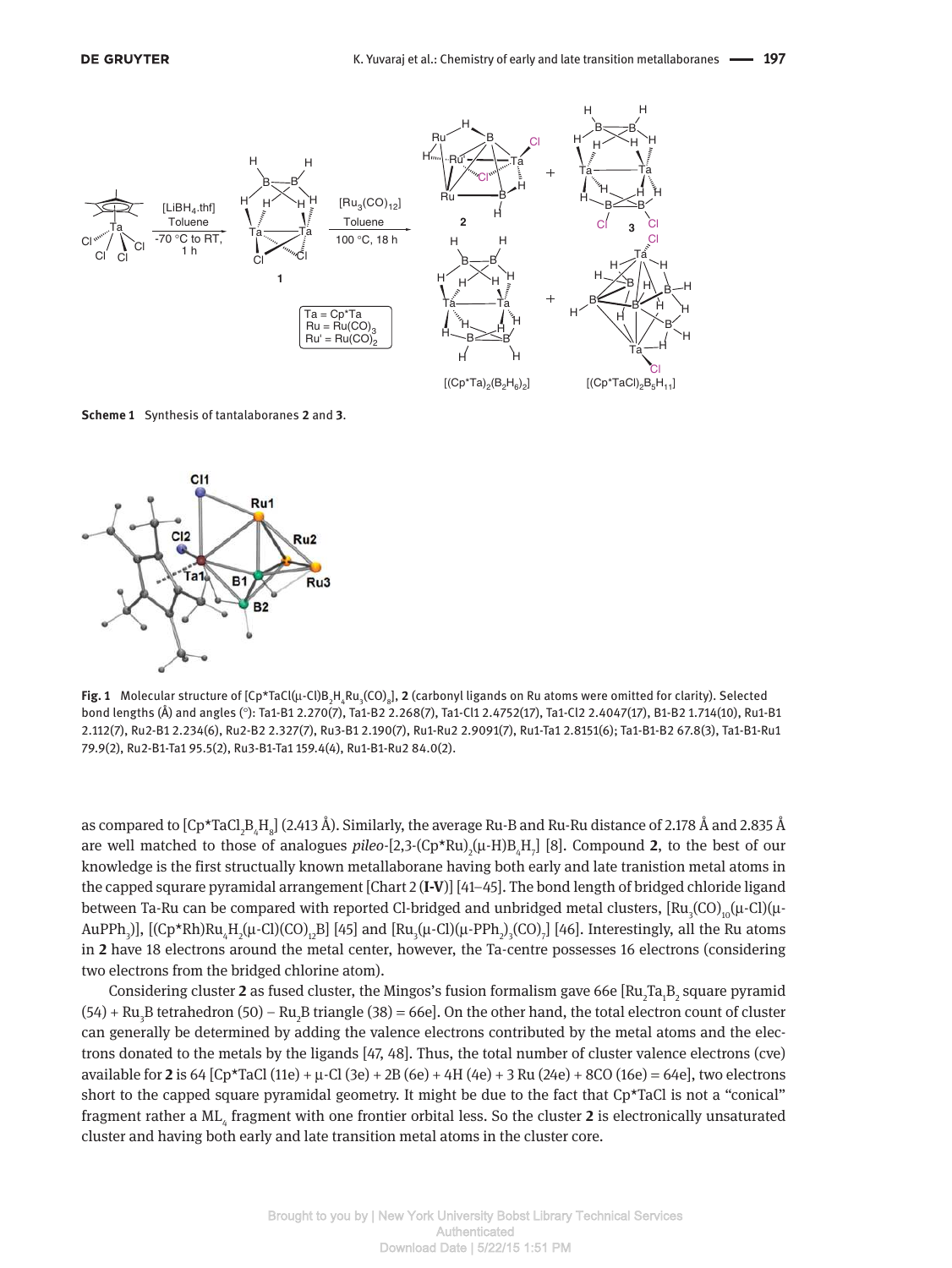**Scheme 1** Synthesis of tantalaboranes **2** and **3**.

**Fig. 1** Molecular structure of [Cp*TaCl(μ-Cl)$B_2H_4Ru_3(CO)_8$], **2** (carbonyl ligands on Ru atoms were omitted for clarity). Selected bond lengths (Å) and angles (°): Ta1-B1 2.270(7), Ta1-B2 2.268(7), Ta1-Cl1 2.4752(17), Ta1-Cl2 2.4047(17), B1-B2 1.714(10), Ru1-B1 2.112(7), Ru2-B1 2.234(6), Ru2-B2 2.327(7), Ru3-B1 2.190(7), Ru1-Ru2 2.9091(7), Ru1-Ta1 2.8151(6); Ta1-B1-B2 67.8(3), Ta1-B1-Ru1 79.9(2), Ru2-B1-Ta1 95.5(2), Ru3-B1-Ta1 159.4(4), Ru1-B1-Ru2 84.0(2).

as compared to [Cp*Ta$Cl_2B_4H_8$] (2.413 Å). Similarly, the average Ru-B and Ru-Ru distance of 2.178 Å and 2.835 Å are well matched to those of analogues *pileo*-[2,3-$(Cp*Ru)_2$(μ-H)$B_4H_7$] [8]. Compound **2**, to the best of our knowledge is the first structually known metallaborane having both early and late tranistion metal atoms in the capped squrare pyramidal arrangement [Chart 2 (**I-V**)] [41–45]. The bond length of bridged chloride ligand between Ta-Ru can be compared with reported Cl-bridged and unbridged metal clusters, [$Ru_3(CO)_{10}$(μ-Cl)(μ-Au$PPh_3$)], [(Cp*Rh)$Ru_4H_2$(μ-Cl)$(CO)_{12}$B] [45] and [$Ru_3$(μ-Cl)(μ-$PPh_2$)$_3$$(CO)_7$] [46]. Interestingly, all the Ru atoms in **2** have 18 electrons around the metal center, however, the Ta-centre possesses 16 electrons (considering two electrons from the bridged chlorine atom).

Considering cluster **2** as fused cluster, the Mingos's fusion formalism gave 66e [$Ru_2Ta_1B_2$ square pyramid (54) + $Ru_3$B tetrahedron (50) – $Ru_2$B triangle (38) = 66e]. On the other hand, the total electron count of cluster can generally be determined by adding the valence electrons contributed by the metal atoms and the electrons donated to the metals by the ligands [47, 48]. Thus, the total number of cluster valence electrons (cve) available for **2** is 64 [Cp*TaCl (11e) + μ-Cl (3e) + 2B (6e) + 4H (4e) + 3 Ru (24e) + 8CO (16e) = 64e], two electrons short to the capped square pyramidal geometry. It might be due to the fact that Cp*TaCl is not a "conical" fragment rather a $ML_4$ fragment with one frontier orbital less. So the cluster **2** is electronically unsaturated cluster and having both early and late transition metal atoms in the cluster core.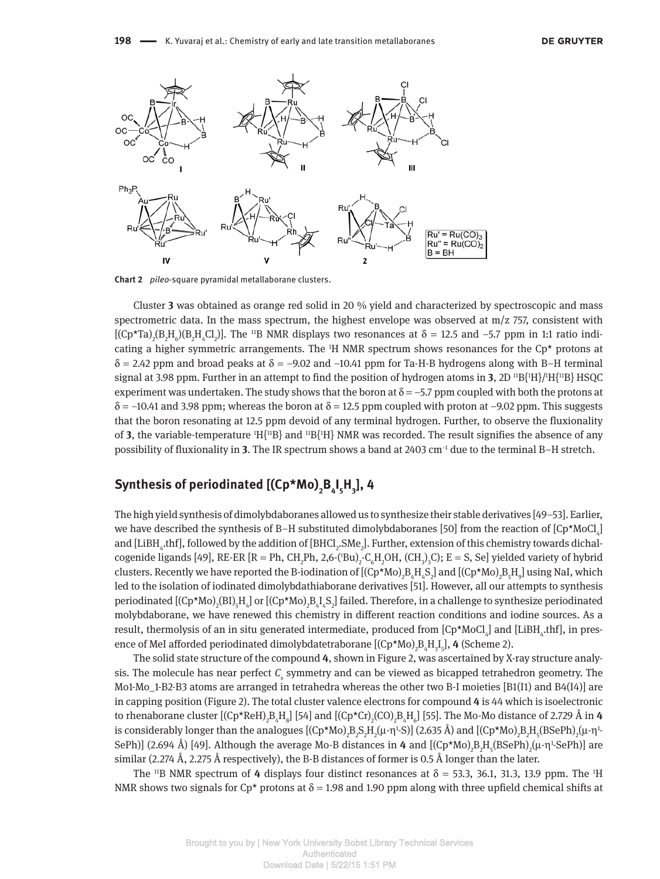Chart 2 *pileo*-square pyramidal metallaborane clusters.

Cluster **3** was obtained as orange red solid in 20 % yield and characterized by spectroscopic and mass spectrometric data. In the mass spectrum, the highest envelope was observed at m/z 757, consistent with $[(Cp^{*}Ta)_2(B_2H_6)(B_2H_4Cl_2)]$. The $^{11}B$ NMR displays two resonances at δ = 12.5 and –5.7 ppm in 1:1 ratio indicating a higher symmetric arrangements. The $^{1}H$ NMR spectrum shows resonances for the Cp* protons at δ = 2.42 ppm and broad peaks at δ = –9.02 and –10.41 ppm for Ta-H-B hydrogens along with B–H terminal signal at 3.98 ppm. Further in an attempt to find the position of hydrogen atoms in **3**, 2D $^{11}B\{^{1}H\}/^{1}H\{^{11}B\}$ HSQC experiment was undertaken. The study shows that the boron at δ = –5.7 ppm coupled with both the protons at δ = –10.41 and 3.98 ppm; whereas the boron at δ = 12.5 ppm coupled with proton at –9.02 ppm. This suggests that the boron resonating at 12.5 ppm devoid of any terminal hydrogen. Further, to observe the fluxionality of **3**, the variable-temperature $^{1}H\{^{11}B\}$ and $^{11}B\{^{1}H\}$ NMR was recorded. The result signifies the absence of any possibility of fluxionality in **3**. The IR spectrum shows a band at 2403 $cm^{-1}$ due to the terminal B–H stretch.

## Synthesis of periodinated $[(Cp^{*}Mo)_2B_4I_5H_3]$, 4

The high yield synthesis of dimolybdaboranes allowed us to synthesize their stable derivatives [49–53]. Earlier, we have described the synthesis of B–H substituted dimolybdaboranes [50] from the reaction of $[Cp^{*}MoCl_4]$ and $[LiBH_4.thf]$, followed by the addition of $[BHCl_2.SMe_2]$. Further, extension of this chemistry towards dichalcogenide ligands [49], RE-ER [R = Ph, $CH_2Ph$, 2,6-$(^{t}Bu)_2$-$C_6H_2OH$, $(CH_3)_3C$); E = S, Se] yielded variety of hybrid clusters. Recently we have reported the B-iodination of $[(Cp^{*}Mo)_2B_4H_4S_2]$ and $[(Cp^{*}Mo)_2B_5H_9]$ using NaI, which led to the isolation of iodinated dimolybdathiaborane derivatives [51]. However, all our attempts to synthesis periodinated $[(Cp^{*}Mo)_2(BI)_5H_4]$ or $[(Cp^{*}Mo)_2B_4I_4S_2]$ failed. Therefore, in a challenge to synthesize periodinated molybdaborane, we have renewed this chemistry in different reaction conditions and iodine sources. As a result, thermolysis of an in situ generated intermediate, produced from $[Cp^{*}MoCl_4]$ and $[LiBH_4.thf]$, in presence of MeI afforded periodinated dimolybdatetraborane $[(Cp^{*}Mo)_2B_4H_3I_5]$, **4** (Scheme 2).

The solid state structure of the compound **4**, shown in Figure 2, was ascertained by X-ray structure analysis. The molecule has near perfect $C_s$ symmetry and can be viewed as bicapped tetrahedron geometry. The Mo1-Mo_1-B2-B3 atoms are arranged in tetrahedra whereas the other two B-I moieties [B1(I1) and B4(I4)] are in capping position (Figure 2). The total cluster valence electrons for compound **4** is 44 which is isoelectronic to rhenaborane cluster $[(Cp^{*}ReH)_2B_4H_8]$ [54] and $[(Cp^{*}Cr)_2(CO)_2B_4H_6]$ [55]. The Mo-Mo distance of 2.729 Å in **4** is considerably longer than the analogues $[(Cp^{*}Mo)_2B_2S_2H_2(\mu\text{-}\eta^{1}\text{-}S)]$ (2.635 Å) and $[(Cp^{*}Mo)_2B_2H_5(BSePh)_2(\mu\text{-}\eta^{1}\text{-}SePh)]$ (2.694 Å) [49]. Although the average Mo-B distances in **4** and $[(Cp^{*}Mo)_2B_2H_5(BSePh)_2(\mu\text{-}\eta^{1}\text{-}SePh)]$ are similar (2.274 Å, 2.275 Å respectively), the B-B distances of former is 0.5 Å longer than the later.

The $^{11}B$ NMR spectrum of **4** displays four distinct resonances at δ = 53.3, 36.1, 31.3, 13.9 ppm. The $^{1}H$ NMR shows two signals for Cp* protons at δ = 1.98 and 1.90 ppm along with three upfield chemical shifts at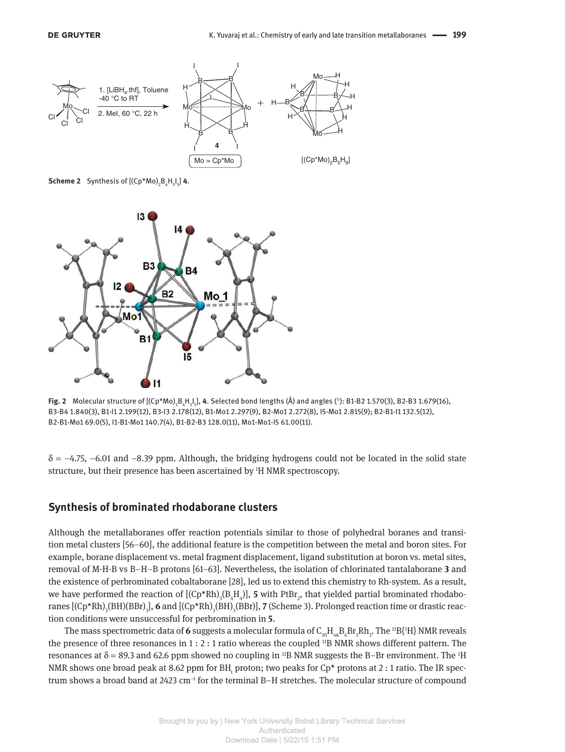**Scheme 2** Synthesis of $[(Cp^*Mo)_2B_4H_3I_5]$ **4**.

**Fig. 2** Molecular structure of $[(Cp^*Mo)_2B_4H_3I_5]$, **4**. Selected bond lengths (Å) and angles (°): B1-B2 1.570(3), B2-B3 1.679(16), B3-B4 1.840(3), B1-I1 2.199(12), B3-I3 2.178(12), B1-Mo1 2.297(9), B2-Mo1 2.272(8), I5-Mo1 2.815(9); B2-B1-I1 132.5(12), B2-B1-Mo1 69.0(5), I1-B1-Mo1 140.7(4), B1-B2-B3 128.0(11), Mo1-Mo1-I5 61.00(11).

δ = −4.75, −6.01 and −8.39 ppm. Although, the bridging hydrogens could not be located in the solid state structure, but their presence has been ascertained by $^1$H NMR spectroscopy.

## Synthesis of brominated rhodaborane clusters

Although the metallaboranes offer reaction potentials similar to those of polyhedral boranes and transition metal clusters [56–60], the additional feature is the competition between the metal and boron sites. For example, borane displacement vs. metal fragment displacement, ligand substitution at boron vs. metal sites, removal of M-H-B vs B–H–B protons [61–63]. Nevertheless, the isolation of chlorinated tantalaborane **3** and the existence of perbrominated cobaltaborane [28], led us to extend this chemistry to Rh-system. As a result, we have performed the reaction of $[(Cp^*Rh)_3(B_4H_4)]$, **5** with $PtBr_2$, that yielded partial brominated rhodaboranes $[(Cp^*Rh)_3(BH)(BBr)_3]$, **6** and $[(Cp^*Rh)_3(BH)_3(BBr)]$, **7** (Scheme 3). Prolonged reaction time or drastic reaction conditions were unsuccessful for perbromination in **5**.

The mass spectrometric data of **6** suggests a molecular formula of $C_{30}H_{46}B_4Br_3Rh_3$. The $^{11}B\{^1H\}$ NMR reveals the presence of three resonances in 1 : 2 : 1 ratio whereas the coupled $^{11}$B NMR shows different pattern. The resonances at δ = 89.3 and 62.6 ppm showed no coupling in $^{11}$B NMR suggests the B–Br environment. The $^1$H NMR shows one broad peak at 8.62 ppm for $BH_t$ proton; two peaks for Cp* protons at 2 : 1 ratio. The IR spectrum shows a broad band at 2423 cm$^{-1}$ for the terminal B–H stretches. The molecular structure of compound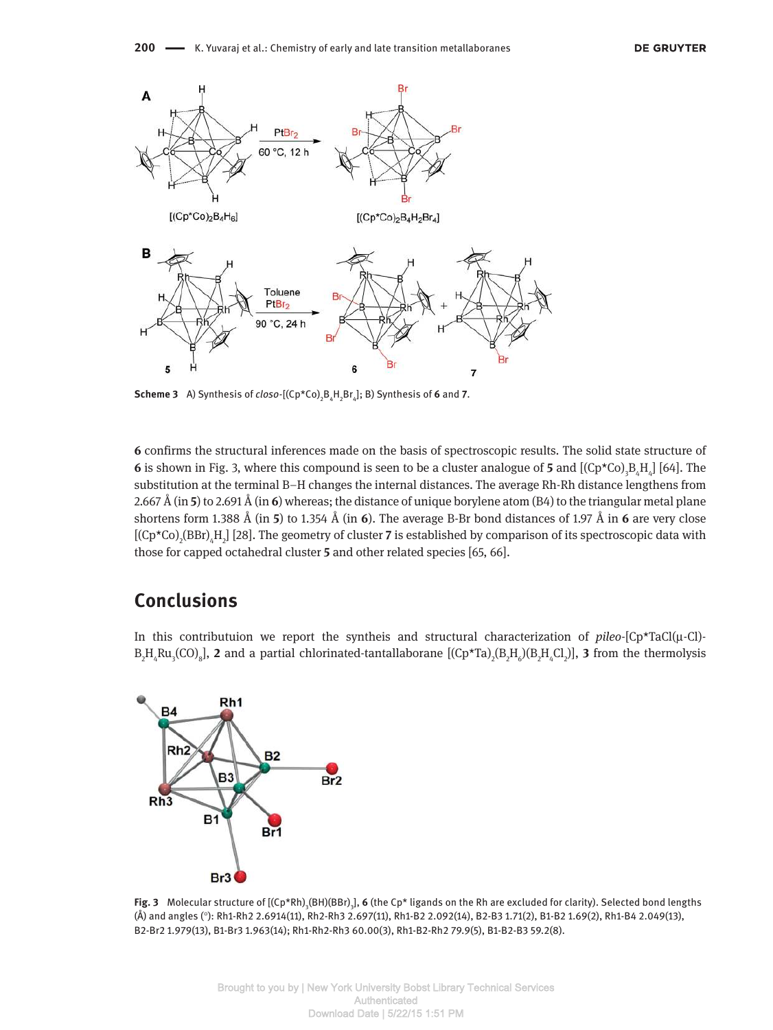Scheme 3 A) Synthesis of *closo*-$[(Cp^*Co)_2B_4H_2Br_4]$; B) Synthesis of **6** and **7**.

**6** confirms the structural inferences made on the basis of spectroscopic results. The solid state structure of **6** is shown in Fig. 3, where this compound is seen to be a cluster analogue of **5** and $[(Cp^*Co)_3B_4H_4]$ [64]. The substitution at the terminal B–H changes the internal distances. The average Rh-Rh distance lengthens from 2.667 Å (in **5**) to 2.691 Å (in **6**) whereas; the distance of unique borylene atom (B4) to the triangular metal plane shortens form 1.388 Å (in **5**) to 1.354 Å (in **6**). The average B-Br bond distances of 1.97 Å in **6** are very close $[(Cp^*Co)_2(BBr)_4H_2]$ [28]. The geometry of cluster **7** is established by comparison of its spectroscopic data with those for capped octahedral cluster **5** and other related species [65, 66].

## Conclusions

In this contributuion we report the syntheis and structural characterization of *pileo*-$[Cp^*TaCl(\mu\text{-}Cl)\text{-}B_2H_4Ru_3(CO)_8]$, **2** and a partial chlorinated-tantallaborane $[(Cp^*Ta)_2(B_2H_6)(B_2H_4Cl_2)]$, **3** from the thermolysis

**Fig. 3** Molecular structure of $[(Cp^*Rh)_3(BH)(BBr)_3]$, **6** (the Cp* ligands on the Rh are excluded for clarity). Selected bond lengths (Å) and angles (°): Rh1-Rh2 2.6914(11), Rh2-Rh3 2.697(11), Rh1-B2 2.092(14), B2-B3 1.71(2), B1-B2 1.69(2), Rh1-B4 2.049(13), B2-Br2 1.979(13), B1-Br3 1.963(14); Rh1-Rh2-Rh3 60.00(3), Rh1-B2-Rh2 79.9(5), B1-B2-B3 59.2(8).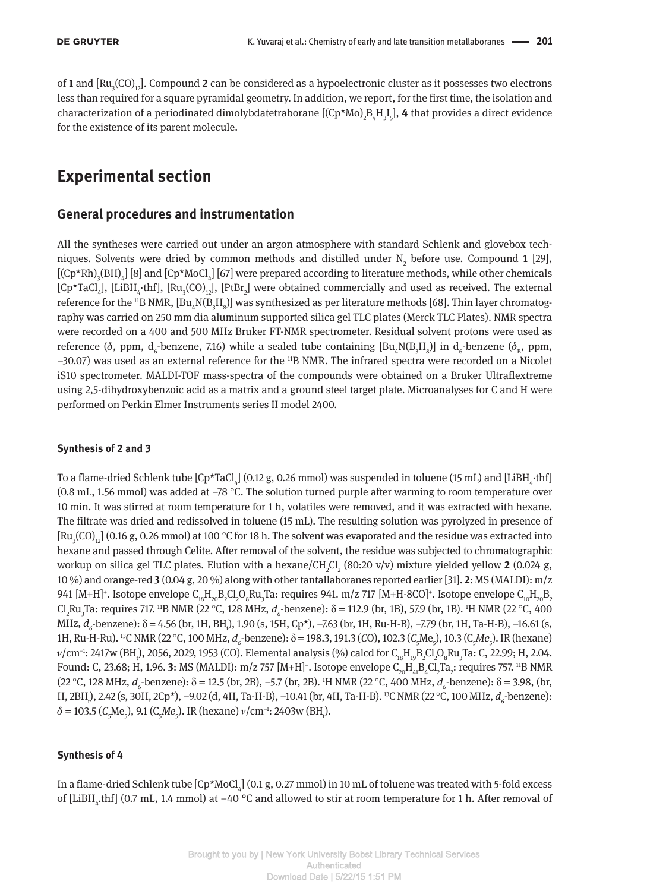of **1** and $[Ru_3(CO)_{12}]$. Compound **2** can be considered as a hypoelectronic cluster as it possesses two electrons less than required for a square pyramidal geometry. In addition, we report, for the first time, the isolation and characterization of a periodinated dimolybdatetraborane $[(Cp^*Mo)_2B_4H_3I_5]$, **4** that provides a direct evidence for the existence of its parent molecule.

# Experimental section

## General procedures and instrumentation

All the syntheses were carried out under an argon atmosphere with standard Schlenk and glovebox techniques. Solvents were dried by common methods and distilled under $N_2$ before use. Compound **1** [29], $[(Cp^*Rh)_3(BH)_4]$ [8] and $[Cp^*MoCl_4]$ [67] were prepared according to literature methods, while other chemicals $[Cp^*TaCl_4]$, $[LiBH_4{\cdot}thf]$, $[Ru_3(CO)_{12}]$, $[PtBr_2]$ were obtained commercially and used as received. The external reference for the $^{11}B$ NMR, $[Bu_4N(B_3H_8)]$ was synthesized as per literature methods [68]. Thin layer chromatography was carried on 250 mm dia aluminum supported silica gel TLC plates (Merck TLC Plates). NMR spectra were recorded on a 400 and 500 MHz Bruker FT-NMR spectrometer. Residual solvent protons were used as reference (δ, ppm, $d_6$-benzene, 7.16) while a sealed tube containing $[Bu_4N(B_3H_8)]$ in $d_6$-benzene ($\delta_B$, ppm, –30.07) was used as an external reference for the $^{11}B$ NMR. The infrared spectra were recorded on a Nicolet iS10 spectrometer. MALDI-TOF mass-spectra of the compounds were obtained on a Bruker Ultraflextreme using 2,5-dihydroxybenzoic acid as a matrix and a ground steel target plate. Microanalyses for C and H were performed on Perkin Elmer Instruments series II model 2400.

### Synthesis of 2 and 3

To a flame-dried Schlenk tube $[Cp^*TaCl_4]$ (0.12 g, 0.26 mmol) was suspended in toluene (15 mL) and $[LiBH_4{\cdot}thf]$ (0.8 mL, 1.56 mmol) was added at –78 °C. The solution turned purple after warming to room temperature over 10 min. It was stirred at room temperature for 1 h, volatiles were removed, and it was extracted with hexane. The filtrate was dried and redissolved in toluene (15 mL). The resulting solution was pyrolyzed in presence of $[Ru_3(CO)_{12}]$ (0.16 g, 0.26 mmol) at 100 °C for 18 h. The solvent was evaporated and the residue was extracted into hexane and passed through Celite. After removal of the solvent, the residue was subjected to chromatographic workup on silica gel TLC plates. Elution with a hexane/$CH_2Cl_2$ (80:20 v/v) mixture yielded yellow **2** (0.024 g, 10 %) and orange-red **3** (0.04 g, 20 %) along with other tantallaboranes reported earlier [31]. **2**: MS (MALDI): m/z 941 $[M+H]^+$. Isotope envelope $C_{18}H_{20}B_2Cl_2O_8Ru_3Ta$: requires 941. m/z 717 $[M+H\text{-}8CO]^+$. Isotope envelope $C_{10}H_{20}B_2Cl_2Ru_3Ta$: requires 717. $^{11}B$ NMR (22 °C, 128 MHz, $d_6$-benzene): δ = 112.9 (br, 1B), 57.9 (br, 1B). $^1H$ NMR (22 °C, 400 MHz, $d_6$-benzene): δ = 4.56 (br, 1H, $BH_t$), 1.90 (s, 15H, Cp*), –7.63 (br, 1H, Ru-H-B), –7.79 (br, 1H, Ta-H-B), –16.61 (s, 1H, Ru-H-Ru). $^{13}C$ NMR (22 °C, 100 MHz, $d_6$-benzene): δ = 198.3, 191.3 (CO), 102.3 ($C_5Me_5$), 10.3 ($C_5Me_5$). IR (hexane) ν/cm$^{-1}$: 2417w ($BH_t$), 2056, 2029, 1953 (CO). Elemental analysis (%) calcd for $C_{18}H_{19}B_2Cl_2O_8Ru_3Ta$: C, 22.99; H, 2.04. Found: C, 23.68; H, 1.96. **3**: MS (MALDI): m/z 757 $[M+H]^+$. Isotope envelope $C_{20}H_{41}B_4Cl_2Ta_2$: requires 757. $^{11}B$ NMR (22 °C, 128 MHz, $d_6$-benzene): δ = 12.5 (br, 2B), –5.7 (br, 2B). $^1H$ NMR (22 °C, 400 MHz, $d_6$-benzene): δ = 3.98, (br, H, $2BH_t$), 2.42 (s, 30H, 2Cp*), –9.02 (d, 4H, Ta-H-B), –10.41 (br, 4H, Ta-H-B). $^{13}C$ NMR (22 °C, 100 MHz, $d_6$-benzene): δ = 103.5 ($C_5Me_5$), 9.1 ($C_5Me_5$). IR (hexane) ν/cm$^{-1}$: 2403w ($BH_t$).

### Synthesis of 4

In a flame-dried Schlenk tube $[Cp^*MoCl_4]$ (0.1 g, 0.27 mmol) in 10 mL of toluene was treated with 5-fold excess of $[LiBH_4.thf]$ (0.7 mL, 1.4 mmol) at –40 °C and allowed to stir at room temperature for 1 h. After removal of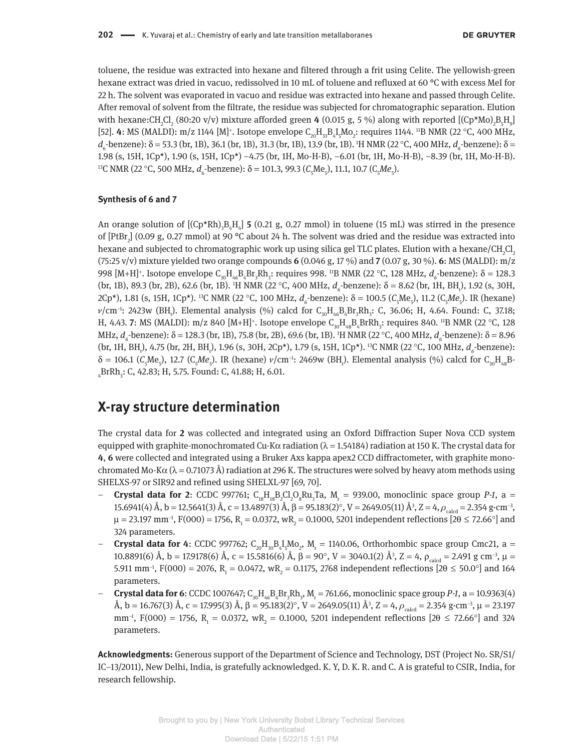toluene, the residue was extracted into hexane and filtered through a frit using Celite. The yellowish-green hexane extract was dried in vacuo, redissolved in 10 mL of toluene and refluxed at 60 °C with excess MeI for 22 h. The solvent was evaporated in vacuo and residue was extracted into hexane and passed through Celite. After removal of solvent from the filtrate, the residue was subjected for chromatographic separation. Elution with hexane:$CH_2Cl_2$ (80:20 v/v) mixture afforded green **4** (0.015 g, 5 %) along with reported [$(Cp^*Mo)_2B_5H_9$] [52]. **4**: MS (MALDI): m/z 1144 [M]$^+$. Isotope envelope $C_{20}H_{33}B_4I_5Mo_2$: requires 1144. $^{11}$B NMR (22 °C, 400 MHz, $d_6$-benzene): δ = 53.3 (br, 1B), 36.1 (br, 1B), 31.3 (br, 1B), 13.9 (br, 1B). $^{1}$H NMR (22 °C, 400 MHz, $d_6$-benzene): δ = 1.98 (s, 15H, 1Cp*), 1.90 (s, 15H, 1Cp*) −4.75 (br, 1H, Mo-H-B), −6.01 (br, 1H, Mo-H-B), −8.39 (br, 1H, Mo-H-B). $^{13}$C NMR (22 °C, 500 MHz, $d_6$-benzene): δ = 101.3, 99.3 (*C*$_5$Me$_5$), 11.1, 10.7 (C$_5$*Me*$_5$).

### Synthesis of 6 and 7

An orange solution of [$(Cp^*Rh)_3B_4H_4$] **5** (0.21 g, 0.27 mmol) in toluene (15 mL) was stirred in the presence of [$PtBr_2$] (0.09 g, 0.27 mmol) at 90 °C about 24 h. The solvent was dried and the residue was extracted into hexane and subjected to chromatographic work up using silica gel TLC plates. Elution with a hexane/$CH_2Cl_2$ (75:25 v/v) mixture yielded two orange compounds **6** (0.046 g, 17 %) and **7** (0.07 g, 30 %). **6**: MS (MALDI): m/z 998 [M+H]$^+$. Isotope envelope $C_{30}H_{46}B_4Br_3Rh_3$: requires 998. $^{11}$B NMR (22 °C, 128 MHz, $d_6$-benzene): δ = 128.3 (br, 1B), 89.3 (br, 2B), 62.6 (br, 1B). $^{1}$H NMR (22 °C, 400 MHz, $d_6$-benzene): δ = 8.62 (br, 1H, BH$_t$), 1.92 (s, 30H, 2Cp*), 1.81 (s, 15H, 1Cp*). $^{13}$C NMR (22 °C, 100 MHz, $d_6$-benzene): δ = 100.5 (*C*$_5$Me$_5$), 11.2 (C$_5$*Me*$_5$). IR (hexane) $\nu$/cm$^{-1}$: 2423w (BH$_t$). Elemental analysis (%) calcd for $C_{30}H_{46}B_4Br_3Rh_3$: C, 36.06; H, 4.64. Found: C, 37.18; H, 4.43. **7**: MS (MALDI): m/z 840 [M+H]$^+$. Isotope envelope $C_{30}H_{48}B_4BrRh_3$: requires 840. $^{11}$B NMR (22 °C, 128 MHz, $d_6$-benzene): δ = 128.3 (br, 1B), 75.8 (br, 2B), 69.6 (br, 1B). $^{1}$H NMR (22 °C, 400 MHz, $d_6$-benzene): δ = 8.96 (br, 1H, BH$_t$), 4.75 (br, 2H, BH$_t$), 1.96 (s, 30H, 2Cp*), 1.79 (s, 15H, 1Cp*). $^{13}$C NMR (22 °C, 100 MHz, $d_6$-benzene): δ = 106.1 (*C*$_5$Me$_5$), 12.7 (C$_5$*Me*$_5$). IR (hexane) $\nu$/cm$^{-1}$: 2469w (BH$_t$). Elemental analysis (%) calcd for $C_{30}H_{48}B_4BrRh_3$: C, 42.83; H, 5.75. Found: C, 41.88; H, 6.01.

## X-ray structure determination

The crystal data for **2** was collected and integrated using an Oxford Diffraction Super Nova CCD system equipped with graphite-monochromated Cu-Kα radiation (λ = 1.54184) radiation at 150 K. The crystal data for **4**, **6** were collected and integrated using a Bruker Axs kappa apex2 CCD diffractometer, with graphite monochromated Mo-Kα (λ = 0.71073 Å) radiation at 296 K. The structures were solved by heavy atom methods using SHELXS-97 or SIR92 and refined using SHELXL-97 [69, 70].

- **Crystal data for 2**: CCDC 997761; $C_{18}H_{18}B_2Cl_2O_8Ru_3Ta$, $M_r$ = 939.00, monoclinic space group *P-1*, a = 15.6941(4) Å, b = 12.5641(3) Å, c = 13.4897(3) Å, β = 95.183(2)°, V = 2649.05(11) Å$^3$, Z = 4, $\rho_{calcd}$ = 2.354 g·cm$^{-3}$, μ = 23.197 mm$^{-1}$, F(000) = 1756, $R_1$ = 0.0372, $wR_2$ = 0.1000, 5201 independent reflections [2θ ≤ 72.66°] and 324 parameters.
- **Crystal data for 4**: CCDC 997762; $C_{20}H_{30}B_4I_5Mo_2$, $M_r$ = 1140.06, Orthorhombic space group Cmc21, a = 10.8891(6) Å, b = 17.9178(6) Å, c = 15.5816(6) Å, β = 90°, V = 3040.1(2) Å$^3$, Z = 4, $\rho_{calcd}$ = 2.491 g cm$^{-3}$, μ = 5.911 mm$^{-1}$, F(000) = 2076, $R_1$ = 0.0472, $wR_2$ = 0.1175, 2768 independent reflections [2θ ≤ 50.0°] and 164 parameters.
- **Crystal data for 6**: CCDC 1007647; $C_{30}H_{46}B_4Br_3Rh_3$, $M_r$ = 761.66, monoclinic space group *P-1*, a = 10.9363(4) Å, b = 16.767(3) Å, c = 17.995(3) Å, β = 95.183(2)°, V = 2649.05(11) Å$^3$, Z = 4, $\rho_{calcd}$ = 2.354 g·cm$^{-3}$, μ = 23.197 mm$^{-1}$, F(000) = 1756, $R_1$ = 0.0372, $wR_2$ = 0.1000, 5201 independent reflections [2θ ≤ 72.66°] and 324 parameters.

**Acknowledgments:** Generous support of the Department of Science and Technology, DST (Project No. SR/S1/IC–13/2011), New Delhi, India, is gratefully acknowledged. K. Y, D. K. R. and C. A is grateful to CSIR, India, for research fellowship.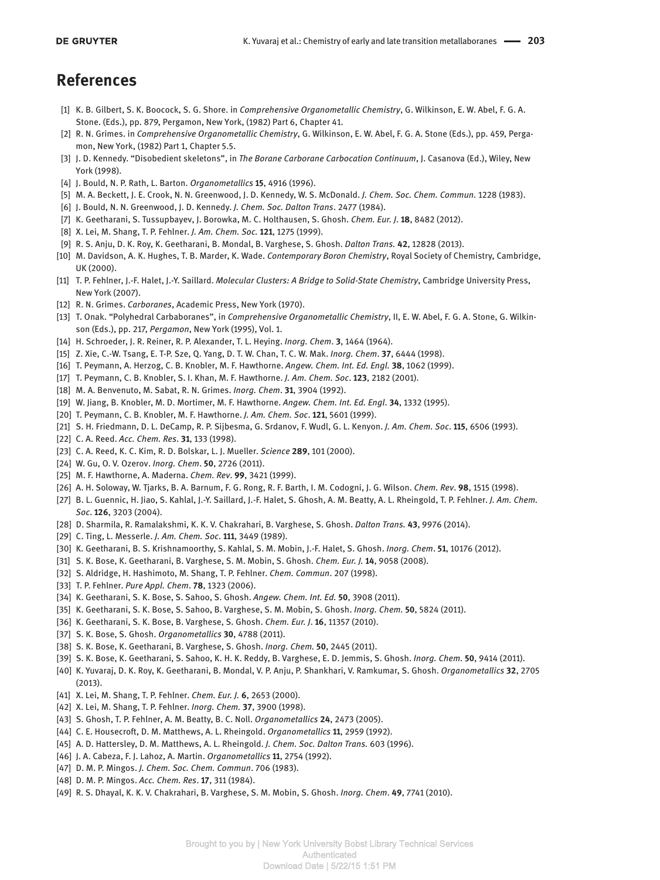# References

[1] K. B. Gilbert, S. K. Boocock, S. G. Shore. in *Comprehensive Organometallic Chemistry*, G. Wilkinson, E. W. Abel, F. G. A. Stone. (Eds.), pp. 879, Pergamon, New York, (1982) Part 6, Chapter 41.

[2] R. N. Grimes. in *Comprehensive Organometallic Chemistry*, G. Wilkinson, E. W. Abel, F. G. A. Stone (Eds.), pp. 459, Pergamon, New York, (1982) Part 1, Chapter 5.5.

[3] J. D. Kennedy. "Disobedient skeletons", in *The Borane Carborane Carbocation Continuum*, J. Casanova (Ed.), Wiley, New York (1998).

[4] J. Bould, N. P. Rath, L. Barton. *Organometallics* **15**, 4916 (1996).

[5] M. A. Beckett, J. E. Crook, N. N. Greenwood, J. D. Kennedy, W. S. McDonald. *J. Chem. Soc. Chem. Commun*. 1228 (1983).

[6] J. Bould, N. N. Greenwood, J. D. Kennedy. *J. Chem. Soc. Dalton Trans*. 2477 (1984).

[7] K. Geetharani, S. Tussupbayev, J. Borowka, M. C. Holthausen, S. Ghosh. *Chem. Eur. J*. **18**, 8482 (2012).

[8] X. Lei, M. Shang, T. P. Fehlner. *J. Am. Chem. Soc*. **121**, 1275 (1999).

[9] R. S. Anju, D. K. Roy, K. Geetharani, B. Mondal, B. Varghese, S. Ghosh. *Dalton Trans.* **42**, 12828 (2013).

[10] M. Davidson, A. K. Hughes, T. B. Marder, K. Wade. *Contemporary Boron Chemistry*, Royal Society of Chemistry, Cambridge, UK (2000).

[11] T. P. Fehlner, J.-F. Halet, J.-Y. Saillard. *Molecular Clusters: A Bridge to Solid-State Chemistry*, Cambridge University Press, New York (2007).

[12] R. N. Grimes. *Carboranes*, Academic Press, New York (1970).

[13] T. Onak. "Polyhedral Carbaboranes", in *Comprehensive Organometallic Chemistry*, II, E. W. Abel, F. G. A. Stone, G. Wilkinson (Eds.), pp. 217, *Pergamon*, New York (1995), Vol. 1.

[14] H. Schroeder, J. R. Reiner, R. P. Alexander, T. L. Heying. *Inorg. Chem*. **3**, 1464 (1964).

[15] Z. Xie, C.-W. Tsang, E. T-P. Sze, Q. Yang, D. T. W. Chan, T. C. W. Mak. *Inorg. Chem*. **37**, 6444 (1998).

[16] T. Peymann, A. Herzog, C. B. Knobler, M. F. Hawthorne. *Angew. Chem. Int. Ed. Engl*. **38**, 1062 (1999).

[17] T. Peymann, C. B. Knobler, S. I. Khan, M. F. Hawthorne. *J. Am. Chem. Soc*. **123**, 2182 (2001).

[18] M. A. Benvenuto, M. Sabat, R. N. Grimes. *Inorg. Chem*. **31**, 3904 (1992).

[19] W. Jiang, B. Knobler, M. D. Mortimer, M. F. Hawthorne. *Angew. Chem. Int. Ed. Engl*. **34**, 1332 (1995).

[20] T. Peymann, C. B. Knobler, M. F. Hawthorne. *J. Am. Chem. Soc*. **121**, 5601 (1999).

[21] S. H. Friedmann, D. L. DeCamp, R. P. Sijbesma, G. Srdanov, F. Wudl, G. L. Kenyon. *J. Am. Chem. Soc*. **115**, 6506 (1993).

[22] C. A. Reed. *Acc. Chem. Res*. **31**, 133 (1998).

[23] C. A. Reed, K. C. Kim, R. D. Bolskar, L. J. Mueller. *Science* **289**, 101 (2000).

[24] W. Gu, O. V. Ozerov. *Inorg. Chem*. **50**, 2726 (2011).

[25] M. F. Hawthorne, A. Maderna. *Chem. Rev*. **99**, 3421 (1999).

[26] A. H. Soloway, W. Tjarks, B. A. Barnum, F. G. Rong, R. F. Barth, I. M. Codogni, J. G. Wilson. *Chem. Rev*. **98**, 1515 (1998).

[27] B. L. Guennic, H. Jiao, S. Kahlal, J.-Y. Saillard, J.-F. Halet, S. Ghosh, A. M. Beatty, A. L. Rheingold, T. P. Fehlner. *J. Am. Chem. Soc*. **126**, 3203 (2004).

[28] D. Sharmila, R. Ramalakshmi, K. K. V. Chakrahari, B. Varghese, S. Ghosh. *Dalton Trans.* **43**, 9976 (2014).

[29] C. Ting, L. Messerle. *J. Am. Chem. Soc*. **111**, 3449 (1989).

[30] K. Geetharani, B. S. Krishnamoorthy, S. Kahlal, S. M. Mobin, J.-F. Halet, S. Ghosh. *Inorg. Chem*. **51**, 10176 (2012).

[31] S. K. Bose, K. Geetharani, B. Varghese, S. M. Mobin, S. Ghosh. *Chem. Eur. J.* **14**, 9058 (2008).

[32] S. Aldridge, H. Hashimoto, M. Shang, T. P. Fehlner. *Chem. Commun*. 207 (1998).

[33] T. P. Fehlner. *Pure Appl. Chem*. **78**, 1323 (2006).

[34] K. Geetharani, S. K. Bose, S. Sahoo, S. Ghosh. *Angew. Chem. Int. Ed.* **50**, 3908 (2011).

[35] K. Geetharani, S. K. Bose, S. Sahoo, B. Varghese, S. M. Mobin, S. Ghosh. *Inorg. Chem.* **50**, 5824 (2011).

[36] K. Geetharani, S. K. Bose, B. Varghese, S. Ghosh. *Chem. Eur. J*. **16**, 11357 (2010).

[37] S. K. Bose, S. Ghosh. *Organometallics* **30**, 4788 (2011).

[38] S. K. Bose, K. Geetharani, B. Varghese, S. Ghosh. *Inorg. Chem.* **50**, 2445 (2011).

[39] S. K. Bose, K. Geetharani, S. Sahoo, K. H. K. Reddy, B. Varghese, E. D. Jemmis, S. Ghosh. *Inorg. Chem.* **50**, 9414 (2011).

[40] K. Yuvaraj, D. K. Roy, K. Geetharani, B. Mondal, V. P. Anju, P. Shankhari, V. Ramkumar, S. Ghosh. *Organometallics* **32**, 2705 (2013).

[41] X. Lei, M. Shang, T. P. Fehlner. *Chem. Eur. J.* **6**, 2653 (2000).

[42] X. Lei, M. Shang, T. P. Fehlner. *Inorg. Chem.* **37**, 3900 (1998).

[43] S. Ghosh, T. P. Fehlner, A. M. Beatty, B. C. Noll. *Organometallics* **24**, 2473 (2005).

[44] C. E. Housecroft, D. M. Matthews, A. L. Rheingold. *Organometallics* **11**, 2959 (1992).

[45] A. D. Hattersley, D. M. Matthews, A. L. Rheingold. *J. Chem. Soc. Dalton Trans.* 603 (1996).

[46] J. A. Cabeza, F. J. Lahoz, A. Martin. *Organometallics* **11**, 2754 (1992).

[47] D. M. P. Mingos. *J. Chem. Soc. Chem. Commun*. 706 (1983).

[48] D. M. P. Mingos. *Acc. Chem. Res*. **17**, 311 (1984).

[49] R. S. Dhayal, K. K. V. Chakrahari, B. Varghese, S. M. Mobin, S. Ghosh. *Inorg. Chem*. **49**, 7741 (2010).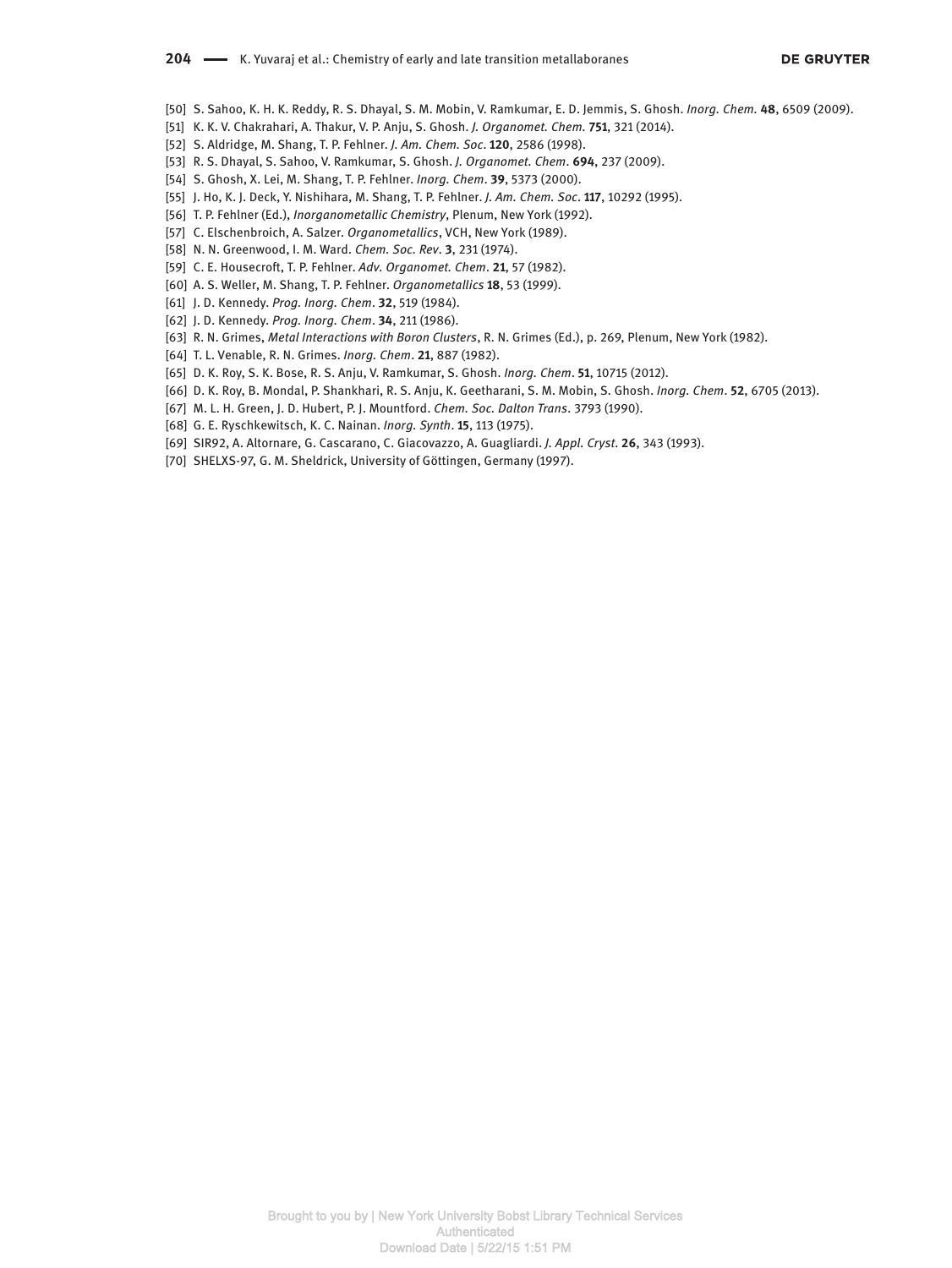[50] S. Sahoo, K. H. K. Reddy, R. S. Dhayal, S. M. Mobin, V. Ramkumar, E. D. Jemmis, S. Ghosh. *Inorg. Chem.* **48**, 6509 (2009).
[51] K. K. V. Chakrahari, A. Thakur, V. P. Anju, S. Ghosh. *J. Organomet. Chem.* **751**, 321 (2014).
[52] S. Aldridge, M. Shang, T. P. Fehlner. *J. Am. Chem. Soc*. **120**, 2586 (1998).
[53] R. S. Dhayal, S. Sahoo, V. Ramkumar, S. Ghosh. *J. Organomet. Chem*. **694**, 237 (2009).
[54] S. Ghosh, X. Lei, M. Shang, T. P. Fehlner. *Inorg. Chem*. **39**, 5373 (2000).
[55] J. Ho, K. J. Deck, Y. Nishihara, M. Shang, T. P. Fehlner. *J. Am. Chem. Soc*. **117**, 10292 (1995).
[56] T. P. Fehlner (Ed.), *Inorganometallic Chemistry*, Plenum, New York (1992).
[57] C. Elschenbroich, A. Salzer. *Organometallics*, VCH, New York (1989).
[58] N. N. Greenwood, I. M. Ward. *Chem. Soc. Rev*. **3**, 231 (1974).
[59] C. E. Housecroft, T. P. Fehlner. *Adv. Organomet. Chem*. **21**, 57 (1982).
[60] A. S. Weller, M. Shang, T. P. Fehlner. *Organometallics* **18**, 53 (1999).
[61] J. D. Kennedy. *Prog. Inorg. Chem*. **32**, 519 (1984).
[62] J. D. Kennedy. *Prog. Inorg. Chem*. **34**, 211 (1986).
[63] R. N. Grimes, *Metal Interactions with Boron Clusters*, R. N. Grimes (Ed.), p. 269, Plenum, New York (1982).
[64] T. L. Venable, R. N. Grimes. *Inorg. Chem*. **21**, 887 (1982).
[65] D. K. Roy, S. K. Bose, R. S. Anju, V. Ramkumar, S. Ghosh. *Inorg. Chem*. **51**, 10715 (2012).
[66] D. K. Roy, B. Mondal, P. Shankhari, R. S. Anju, K. Geetharani, S. M. Mobin, S. Ghosh. *Inorg. Chem*. **52**, 6705 (2013).
[67] M. L. H. Green, J. D. Hubert, P. J. Mountford. *Chem. Soc. Dalton Trans*. 3793 (1990).
[68] G. E. Ryschkewitsch, K. C. Nainan. *Inorg. Synth*. **15**, 113 (1975).
[69] SIR92, A. Altornare, G. Cascarano, C. Giacovazzo, A. Guagliardi. *J. Appl. Cryst*. **26**, 343 (1993).
[70] SHELXS-97, G. M. Sheldrick, University of Göttingen, Germany (1997).